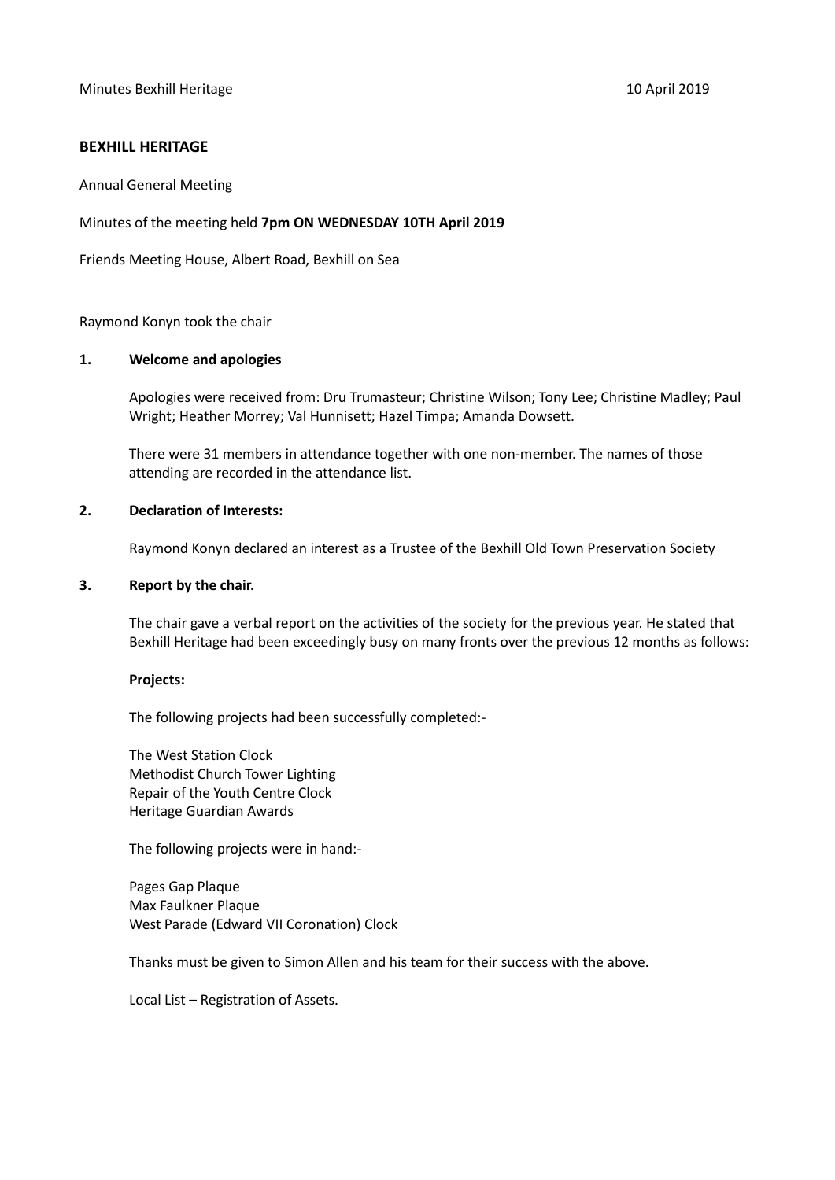Minutes Bexhill Heritage 10 April 2019

**BEXHILL HERITAGE**

Annual General Meeting

Minutes of the meeting held **7pm ON WEDNESDAY 10TH April 2019**

Friends Meeting House, Albert Road, Bexhill on Sea

Raymond Konyn took the chair

**1. Welcome and apologies**

Apologies were received from: Dru Trumasteur; Christine Wilson; Tony Lee; Christine Madley; Paul Wright; Heather Morrey; Val Hunnisett; Hazel Timpa; Amanda Dowsett.

There were 31 members in attendance together with one non-member. The names of those attending are recorded in the attendance list.

**2. Declaration of Interests:**

Raymond Konyn declared an interest as a Trustee of the Bexhill Old Town Preservation Society

**3. Report by the chair.**

The chair gave a verbal report on the activities of the society for the previous year. He stated that Bexhill Heritage had been exceedingly busy on many fronts over the previous 12 months as follows:

**Projects:**

The following projects had been successfully completed:-

The West Station Clock
Methodist Church Tower Lighting
Repair of the Youth Centre Clock
Heritage Guardian Awards

The following projects were in hand:-

Pages Gap Plaque
Max Faulkner Plaque
West Parade (Edward VII Coronation) Clock

Thanks must be given to Simon Allen and his team for their success with the above.

Local List – Registration of Assets.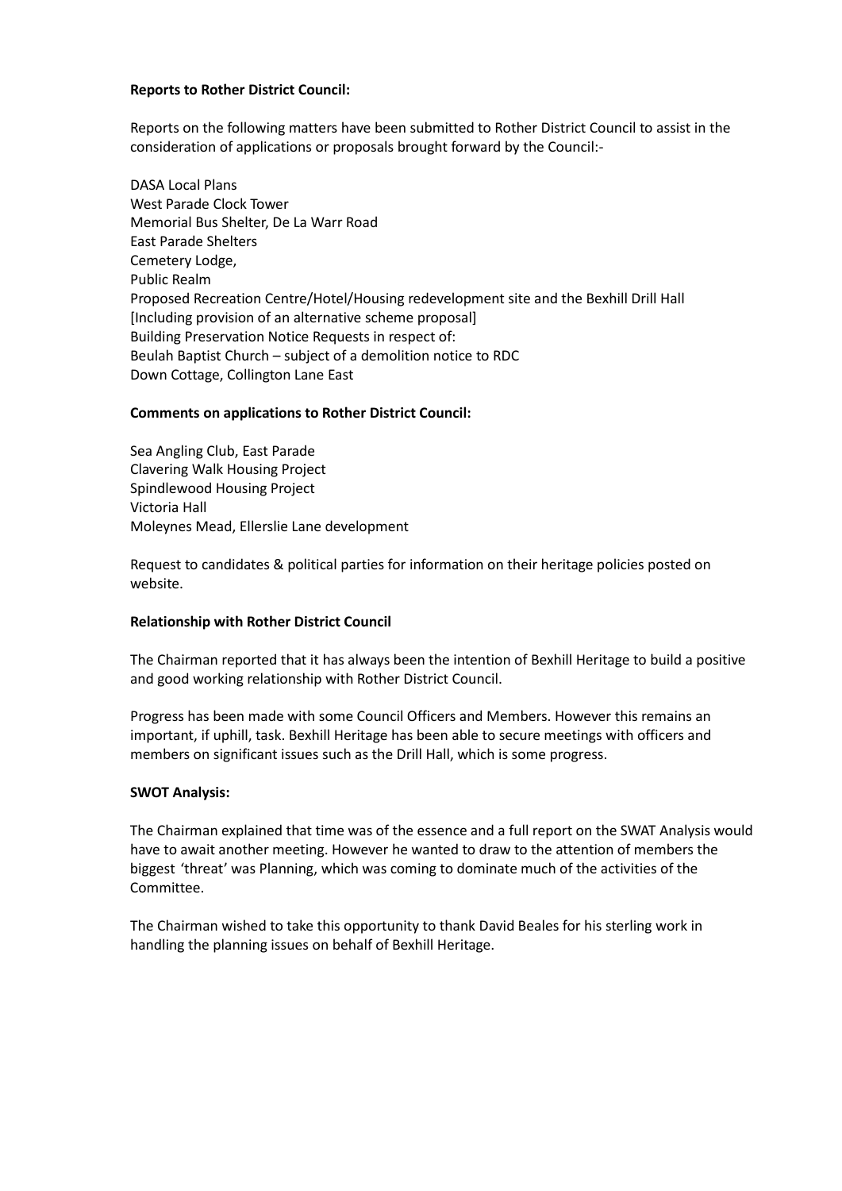**Reports to Rother District Council:**

Reports on the following matters have been submitted to Rother District Council to assist in the consideration of applications or proposals brought forward by the Council:-

DASA Local Plans
West Parade Clock Tower
Memorial Bus Shelter, De La Warr Road
East Parade Shelters
Cemetery Lodge,
Public Realm
Proposed Recreation Centre/Hotel/Housing redevelopment site and the Bexhill Drill Hall [Including provision of an alternative scheme proposal]
Building Preservation Notice Requests in respect of:
Beulah Baptist Church – subject of a demolition notice to RDC
Down Cottage, Collington Lane East

**Comments on applications to Rother District Council:**

Sea Angling Club, East Parade
Clavering Walk Housing Project
Spindlewood Housing Project
Victoria Hall
Moleynes Mead, Ellerslie Lane development

Request to candidates & political parties for information on their heritage policies posted on website.

**Relationship with Rother District Council**

The Chairman reported that it has always been the intention of Bexhill Heritage to build a positive and good working relationship with Rother District Council.

Progress has been made with some Council Officers and Members. However this remains an important, if uphill, task. Bexhill Heritage has been able to secure meetings with officers and members on significant issues such as the Drill Hall, which is some progress.

**SWOT Analysis:**

The Chairman explained that time was of the essence and a full report on the SWAT Analysis would have to await another meeting. However he wanted to draw to the attention of members the biggest 'threat' was Planning, which was coming to dominate much of the activities of the Committee.

The Chairman wished to take this opportunity to thank David Beales for his sterling work in handling the planning issues on behalf of Bexhill Heritage.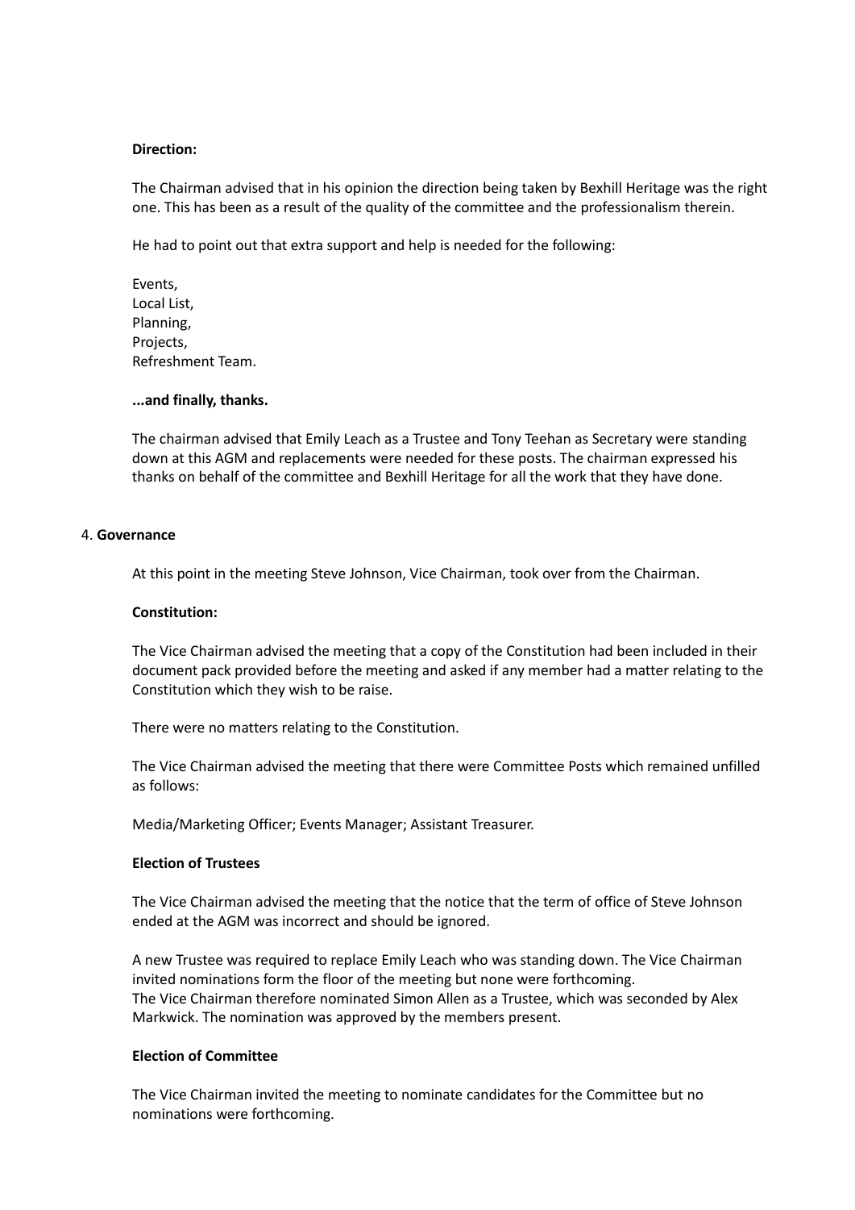**Direction:**

The Chairman advised that in his opinion the direction being taken by Bexhill Heritage was the right one. This has been as a result of the quality of the committee and the professionalism therein.

He had to point out that extra support and help is needed for the following:

Events,
Local List,
Planning,
Projects,
Refreshment Team.

**...and finally, thanks.**

The chairman advised that Emily Leach as a Trustee and Tony Teehan as Secretary were standing down at this AGM and replacements were needed for these posts. The chairman expressed his thanks on behalf of the committee and Bexhill Heritage for all the work that they have done.

4. **Governance**

At this point in the meeting Steve Johnson, Vice Chairman, took over from the Chairman.

**Constitution:**

The Vice Chairman advised the meeting that a copy of the Constitution had been included in their document pack provided before the meeting and asked if any member had a matter relating to the Constitution which they wish to be raise.

There were no matters relating to the Constitution.

The Vice Chairman advised the meeting that there were Committee Posts which remained unfilled as follows:

Media/Marketing Officer; Events Manager; Assistant Treasurer.

**Election of Trustees**

The Vice Chairman advised the meeting that the notice that the term of office of Steve Johnson ended at the AGM was incorrect and should be ignored.

A new Trustee was required to replace Emily Leach who was standing down. The Vice Chairman invited nominations form the floor of the meeting but none were forthcoming.
The Vice Chairman therefore nominated Simon Allen as a Trustee, which was seconded by Alex Markwick. The nomination was approved by the members present.

**Election of Committee**

The Vice Chairman invited the meeting to nominate candidates for the Committee but no nominations were forthcoming.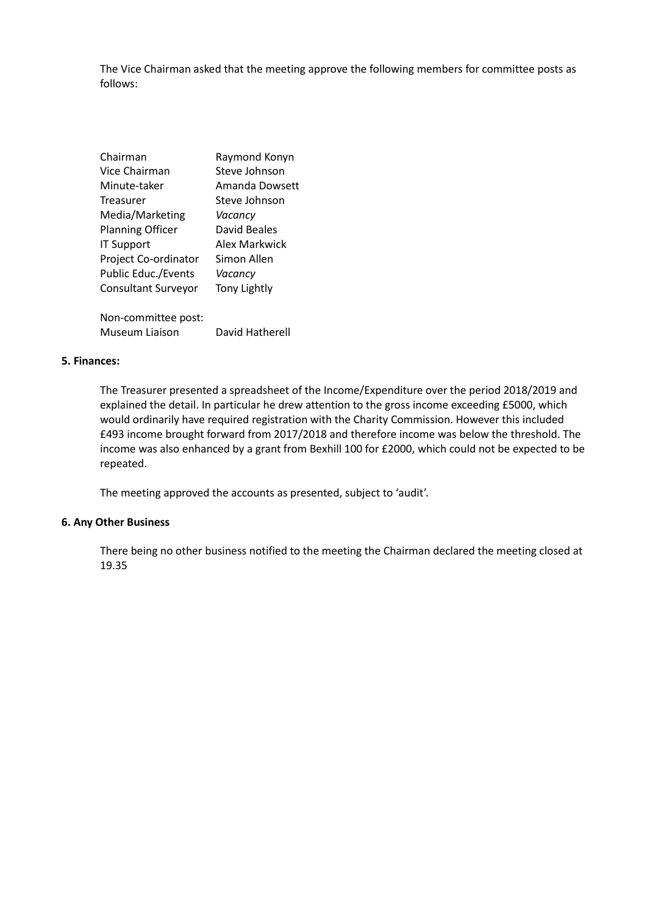The Vice Chairman asked that the meeting approve the following members for committee posts as follows:

| | |
|---|---|
| Chairman | Raymond Konyn |
| Vice Chairman | Steve Johnson |
| Minute-taker | Amanda Dowsett |
| Treasurer | Steve Johnson |
| Media/Marketing | *Vacancy* |
| Planning Officer | David Beales |
| IT Support | Alex Markwick |
| Project Co-ordinator | Simon Allen |
| Public Educ./Events | *Vacancy* |
| Consultant Surveyor | Tony Lightly |

Non-committee post:

| | |
|---|---|
| Museum Liaison | David Hatherell |

**5. Finances:**

The Treasurer presented a spreadsheet of the Income/Expenditure over the period 2018/2019 and explained the detail. In particular he drew attention to the gross income exceeding £5000, which would ordinarily have required registration with the Charity Commission. However this included £493 income brought forward from 2017/2018 and therefore income was below the threshold. The income was also enhanced by a grant from Bexhill 100 for £2000, which could not be expected to be repeated.

The meeting approved the accounts as presented, subject to 'audit'.

**6. Any Other Business**

There being no other business notified to the meeting the Chairman declared the meeting closed at 19.35